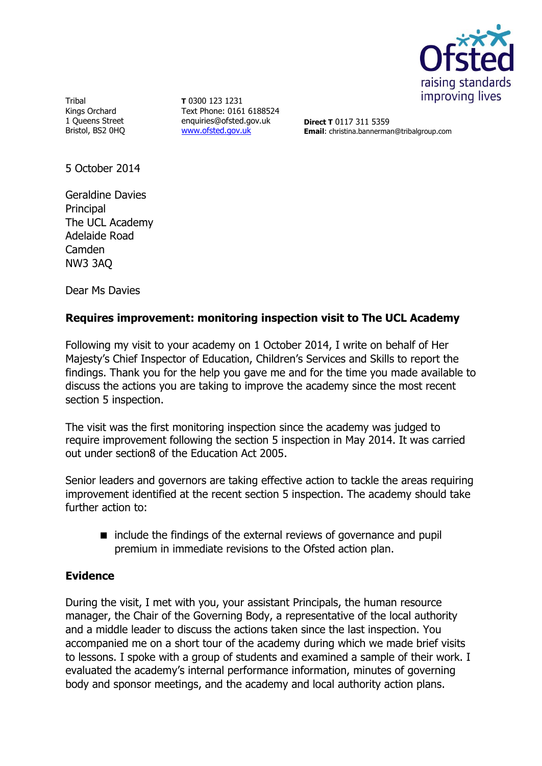Tribal
Kings Orchard
1 Queens Street
Bristol, BS2 0HQ

**T** 0300 123 1231
Text Phone: 0161 6188524
enquiries@ofsted.gov.uk
www.ofsted.gov.uk

**Direct T** 0117 311 5359
**Email**: christina.bannerman@tribalgroup.com

5 October 2014

Geraldine Davies
Principal
The UCL Academy
Adelaide Road
Camden
NW3 3AQ

Dear Ms Davies

**Requires improvement: monitoring inspection visit to The UCL Academy**

Following my visit to your academy on 1 October 2014, I write on behalf of Her Majesty's Chief Inspector of Education, Children's Services and Skills to report the findings. Thank you for the help you gave me and for the time you made available to discuss the actions you are taking to improve the academy since the most recent section 5 inspection.

The visit was the first monitoring inspection since the academy was judged to require improvement following the section 5 inspection in May 2014. It was carried out under section8 of the Education Act 2005.

Senior leaders and governors are taking effective action to tackle the areas requiring improvement identified at the recent section 5 inspection. The academy should take further action to:

- include the findings of the external reviews of governance and pupil premium in immediate revisions to the Ofsted action plan.

## Evidence

During the visit, I met with you, your assistant Principals, the human resource manager, the Chair of the Governing Body, a representative of the local authority and a middle leader to discuss the actions taken since the last inspection. You accompanied me on a short tour of the academy during which we made brief visits to lessons. I spoke with a group of students and examined a sample of their work. I evaluated the academy's internal performance information, minutes of governing body and sponsor meetings, and the academy and local authority action plans.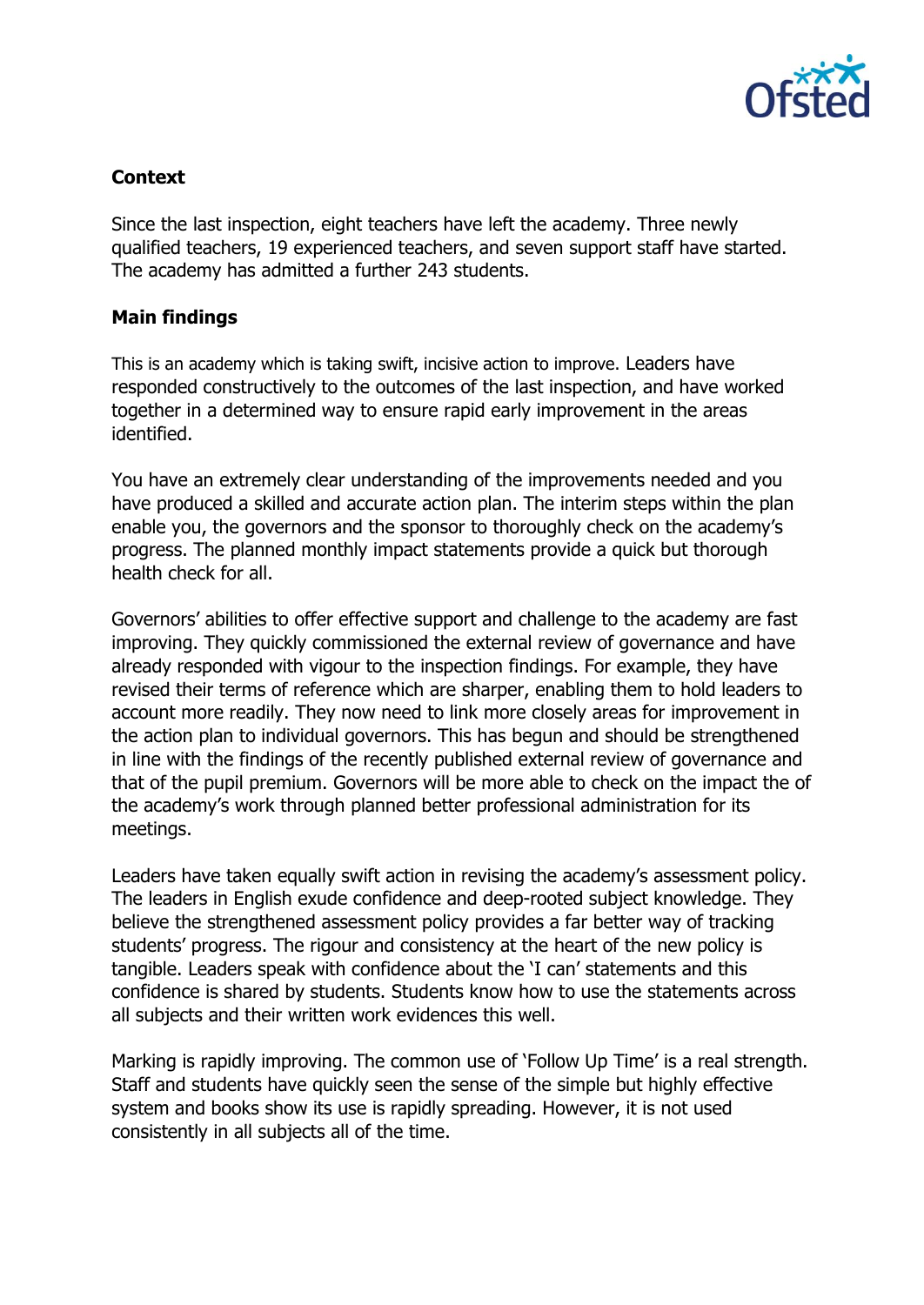**Context**

Since the last inspection, eight teachers have left the academy. Three newly qualified teachers, 19 experienced teachers, and seven support staff have started. The academy has admitted a further 243 students.

**Main findings**

This is an academy which is taking swift, incisive action to improve. Leaders have responded constructively to the outcomes of the last inspection, and have worked together in a determined way to ensure rapid early improvement in the areas identified.

You have an extremely clear understanding of the improvements needed and you have produced a skilled and accurate action plan. The interim steps within the plan enable you, the governors and the sponsor to thoroughly check on the academy's progress. The planned monthly impact statements provide a quick but thorough health check for all.

Governors' abilities to offer effective support and challenge to the academy are fast improving. They quickly commissioned the external review of governance and have already responded with vigour to the inspection findings. For example, they have revised their terms of reference which are sharper, enabling them to hold leaders to account more readily. They now need to link more closely areas for improvement in the action plan to individual governors. This has begun and should be strengthened in line with the findings of the recently published external review of governance and that of the pupil premium. Governors will be more able to check on the impact the of the academy's work through planned better professional administration for its meetings.

Leaders have taken equally swift action in revising the academy's assessment policy. The leaders in English exude confidence and deep-rooted subject knowledge. They believe the strengthened assessment policy provides a far better way of tracking students' progress. The rigour and consistency at the heart of the new policy is tangible. Leaders speak with confidence about the 'I can' statements and this confidence is shared by students. Students know how to use the statements across all subjects and their written work evidences this well.

Marking is rapidly improving. The common use of 'Follow Up Time' is a real strength. Staff and students have quickly seen the sense of the simple but highly effective system and books show its use is rapidly spreading. However, it is not used consistently in all subjects all of the time.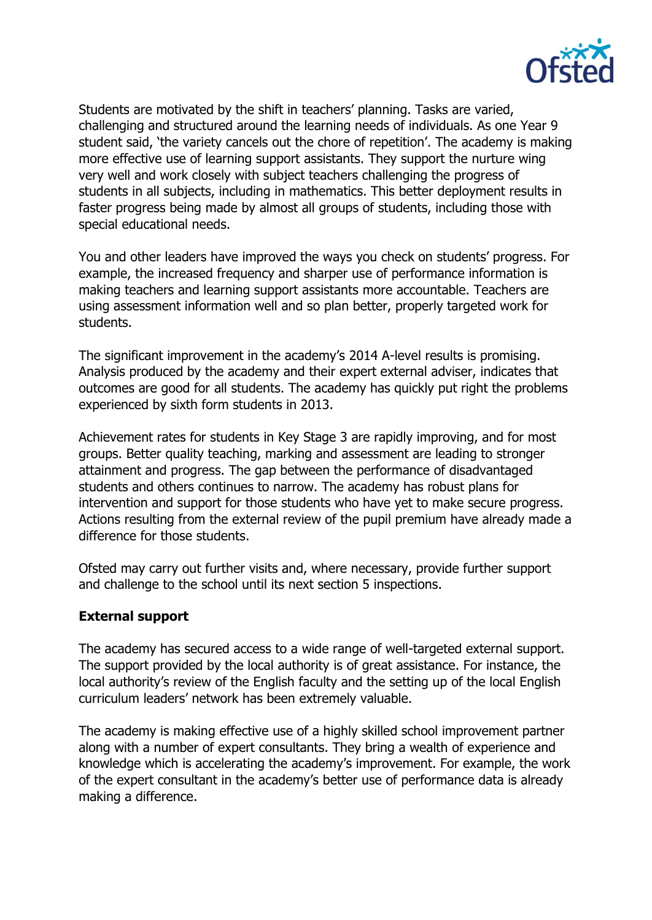Students are motivated by the shift in teachers' planning. Tasks are varied, challenging and structured around the learning needs of individuals. As one Year 9 student said, 'the variety cancels out the chore of repetition'. The academy is making more effective use of learning support assistants. They support the nurture wing very well and work closely with subject teachers challenging the progress of students in all subjects, including in mathematics. This better deployment results in faster progress being made by almost all groups of students, including those with special educational needs.

You and other leaders have improved the ways you check on students' progress. For example, the increased frequency and sharper use of performance information is making teachers and learning support assistants more accountable. Teachers are using assessment information well and so plan better, properly targeted work for students.

The significant improvement in the academy's 2014 A-level results is promising. Analysis produced by the academy and their expert external adviser, indicates that outcomes are good for all students. The academy has quickly put right the problems experienced by sixth form students in 2013.

Achievement rates for students in Key Stage 3 are rapidly improving, and for most groups. Better quality teaching, marking and assessment are leading to stronger attainment and progress. The gap between the performance of disadvantaged students and others continues to narrow. The academy has robust plans for intervention and support for those students who have yet to make secure progress. Actions resulting from the external review of the pupil premium have already made a difference for those students.

Ofsted may carry out further visits and, where necessary, provide further support and challenge to the school until its next section 5 inspections.

**External support**

The academy has secured access to a wide range of well-targeted external support. The support provided by the local authority is of great assistance. For instance, the local authority's review of the English faculty and the setting up of the local English curriculum leaders' network has been extremely valuable.

The academy is making effective use of a highly skilled school improvement partner along with a number of expert consultants. They bring a wealth of experience and knowledge which is accelerating the academy's improvement. For example, the work of the expert consultant in the academy's better use of performance data is already making a difference.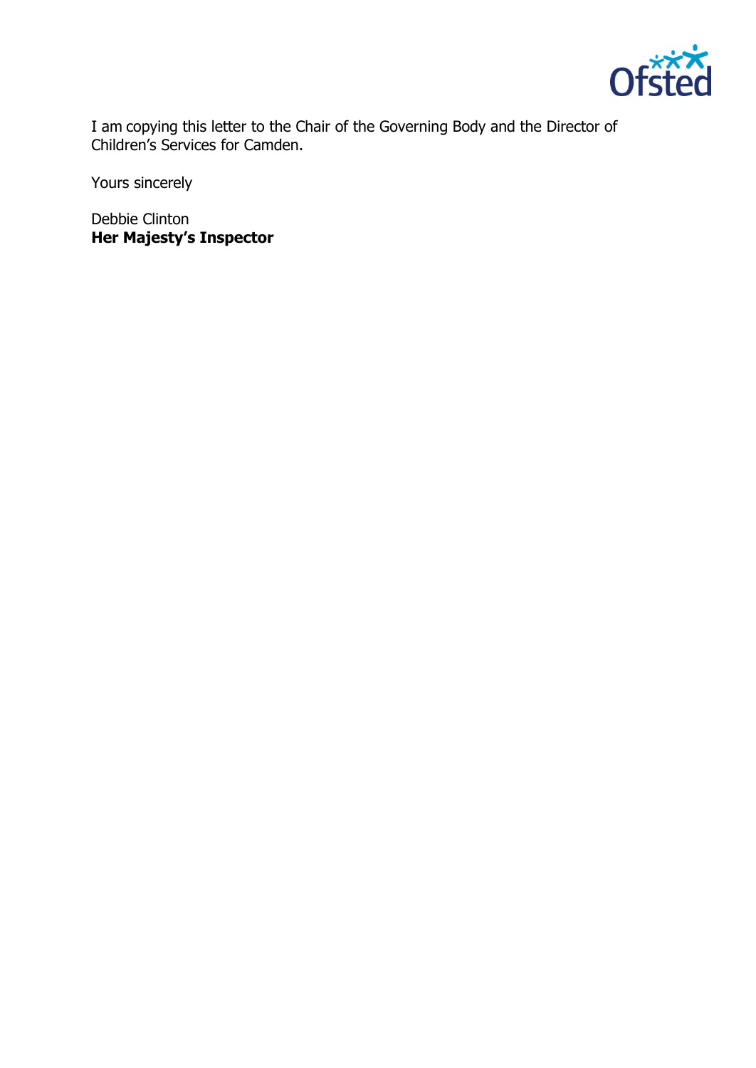I am copying this letter to the Chair of the Governing Body and the Director of Children's Services for Camden.

Yours sincerely

Debbie Clinton
**Her Majesty's Inspector**